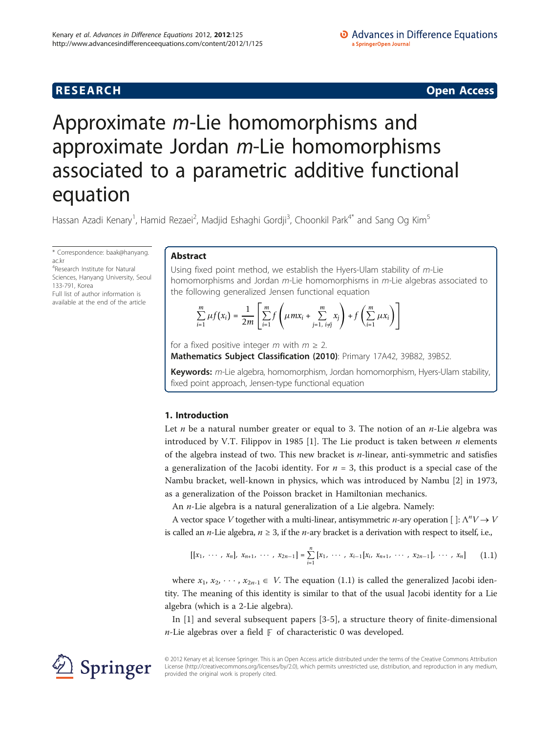RESEARCH Open Access

# Approximate *m*-Lie homomorphisms and approximate Jordan *m*-Lie homomorphisms associated to a parametric additive functional equation

Hassan Azadi Kenary[1], Hamid Rezaei[2], Madjid Eshaghi Gordji[3], Choonkil Park[4*] and Sang Og Kim[5]

\* Correspondence: baak@hanyang.ac.kr
[4]Research Institute for Natural Sciences, Hanyang University, Seoul 133-791, Korea
Full list of author information is available at the end of the article

## Abstract

Using fixed point method, we establish the Hyers-Ulam stability of *m*-Lie homomorphisms and Jordan *m*-Lie homomorphisms in *m*-Lie algebras associated to the following generalized Jensen functional equation

$$\sum_{i=1}^{m} \mu f(x_i) = \frac{1}{2m}\left[\sum_{i=1}^{m} f\left(\mu m x_i + \sum_{j=1,\, i\neq j}^{m} x_j\right) + f\left(\sum_{i=1}^{m} \mu x_i\right)\right]$$

for a fixed positive integer $m$ with $m \geq 2$.

**Mathematics Subject Classification (2010)**: Primary 17A42, 39B82, 39B52.

**Keywords:** *m*-Lie algebra, homomorphism, Jordan homomorphism, Hyers-Ulam stability, fixed point approach, Jensen-type functional equation

## 1. Introduction

Let $n$ be a natural number greater or equal to 3. The notion of an $n$-Lie algebra was introduced by V.T. Filippov in 1985 [1]. The Lie product is taken between $n$ elements of the algebra instead of two. This new bracket is $n$-linear, anti-symmetric and satisfies a generalization of the Jacobi identity. For $n = 3$, this product is a special case of the Nambu bracket, well-known in physics, which was introduced by Nambu [2] in 1973, as a generalization of the Poisson bracket in Hamiltonian mechanics.

An $n$-Lie algebra is a natural generalization of a Lie algebra. Namely:

A vector space $V$ together with a multi-linear, antisymmetric $n$-ary operation $[\ ]: \Lambda^n V \to V$ is called an $n$-Lie algebra, $n \geq 3$, if the $n$-ary bracket is a derivation with respect to itself, i.e.,

$$[[x_1, \cdots, x_n], x_{n+1}, \cdots, x_{2n-1}] = \sum_{i=1}^{n} [x_1, \cdots, x_{i-1}[x_i, x_{n+1}, \cdots, x_{2n-1}], \cdots, x_n] \qquad (1.1)$$

where $x_1, x_2, \cdots, x_{2n-1} \in V$. The equation (1.1) is called the generalized Jacobi identity. The meaning of this identity is similar to that of the usual Jacobi identity for a Lie algebra (which is a 2-Lie algebra).

In [1] and several subsequent papers [3-5], a structure theory of finite-dimensional $n$-Lie algebras over a field $\mathbb{F}$ of characteristic 0 was developed.

© 2012 Kenary et al; licensee Springer. This is an Open Access article distributed under the terms of the Creative Commons Attribution License (http://creativecommons.org/licenses/by/2.0), which permits unrestricted use, distribution, and reproduction in any medium, provided the original work is properly cited.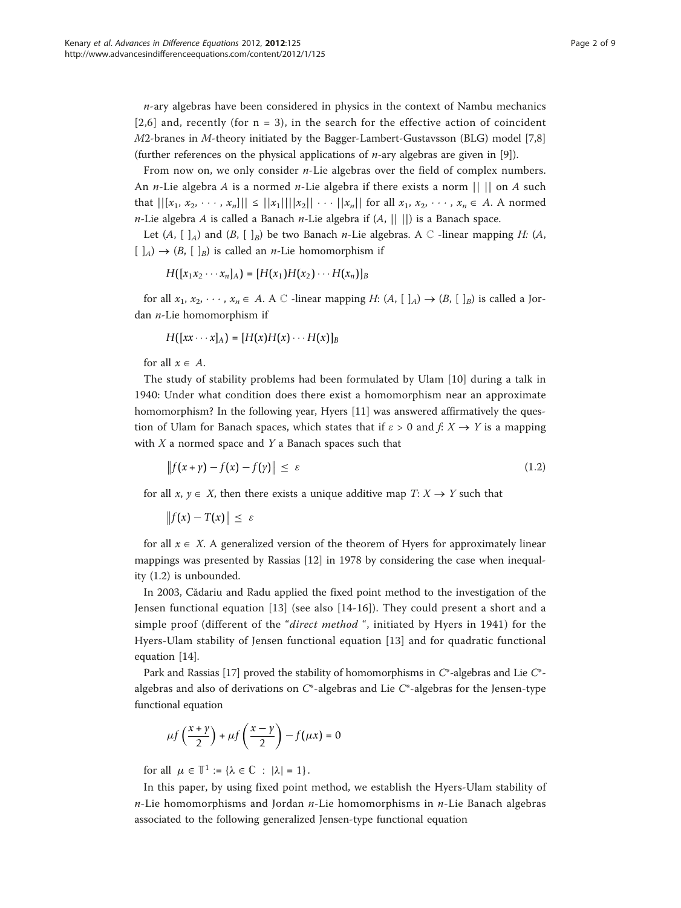$n$-ary algebras have been considered in physics in the context of Nambu mechanics [2,6] and, recently (for n = 3), in the search for the effective action of coincident $M2$-branes in $M$-theory initiated by the Bagger-Lambert-Gustavsson (BLG) model [7,8] (further references on the physical applications of $n$-ary algebras are given in [9]).

From now on, we only consider $n$-Lie algebras over the field of complex numbers. An $n$-Lie algebra $A$ is a normed $n$-Lie algebra if there exists a norm $|| \ ||$ on $A$ such that $||[x_1, x_2, \cdots, x_n]|| \le ||x_1|| ||x_2|| \cdots ||x_n||$ for all $x_1, x_2, \cdots, x_n \in A$. A normed $n$-Lie algebra $A$ is called a Banach $n$-Lie algebra if $(A, || \ ||)$ is a Banach space.

Let $(A, [\ ]_A)$ and $(B, [\ ]_B)$ be two Banach $n$-Lie algebras. A $\mathbb{C}$ -linear mapping $H$: $(A, [\ ]_A) \to (B, [\ ]_B)$ is called an $n$-Lie homomorphism if

$$H([x_1 x_2 \cdots x_n]_A) = [H(x_1)H(x_2)\cdots H(x_n)]_B$$

for all $x_1, x_2, \cdots, x_n \in A$. A $\mathbb{C}$ -linear mapping $H$: $(A, [\ ]_A) \to (B, [\ ]_B)$ is called a Jordan $n$-Lie homomorphism if

$$H([xx\cdots x]_A) = [H(x)H(x)\cdots H(x)]_B$$

for all $x \in A$.

The study of stability problems had been formulated by Ulam [10] during a talk in 1940: Under what condition does there exist a homomorphism near an approximate homomorphism? In the following year, Hyers [11] was answered affirmatively the question of Ulam for Banach spaces, which states that if $\varepsilon > 0$ and $f$: $X \to Y$ is a mapping with $X$ a normed space and $Y$ a Banach spaces such that

$$\left\|f(x+y) - f(x) - f(y)\right\| \le \varepsilon \tag{1.2}$$

for all $x, y \in X$, then there exists a unique additive map $T$: $X \to Y$ such that

$$\left\|f(x) - T(x)\right\| \le \varepsilon$$

for all $x \in X$. A generalized version of the theorem of Hyers for approximately linear mappings was presented by Rassias [12] in 1978 by considering the case when inequality (1.2) is unbounded.

In 2003, Cădariu and Radu applied the fixed point method to the investigation of the Jensen functional equation [13] (see also [14-16]). They could present a short and a simple proof (different of the "*direct method* ", initiated by Hyers in 1941) for the Hyers-Ulam stability of Jensen functional equation [13] and for quadratic functional equation [14].

Park and Rassias [17] proved the stability of homomorphisms in $C^*$-algebras and Lie $C^*$-algebras and also of derivations on $C^*$-algebras and Lie $C^*$-algebras for the Jensen-type functional equation

$$\mu f\left(\frac{x+y}{2}\right) + \mu f\left(\frac{x-y}{2}\right) - f(\mu x) = 0$$

for all $\mu \in \mathbb{T}^1 := \{\lambda \in \mathbb{C} \ : \ |\lambda| = 1\}$.

In this paper, by using fixed point method, we establish the Hyers-Ulam stability of $n$-Lie homomorphisms and Jordan $n$-Lie homomorphisms in $n$-Lie Banach algebras associated to the following generalized Jensen-type functional equation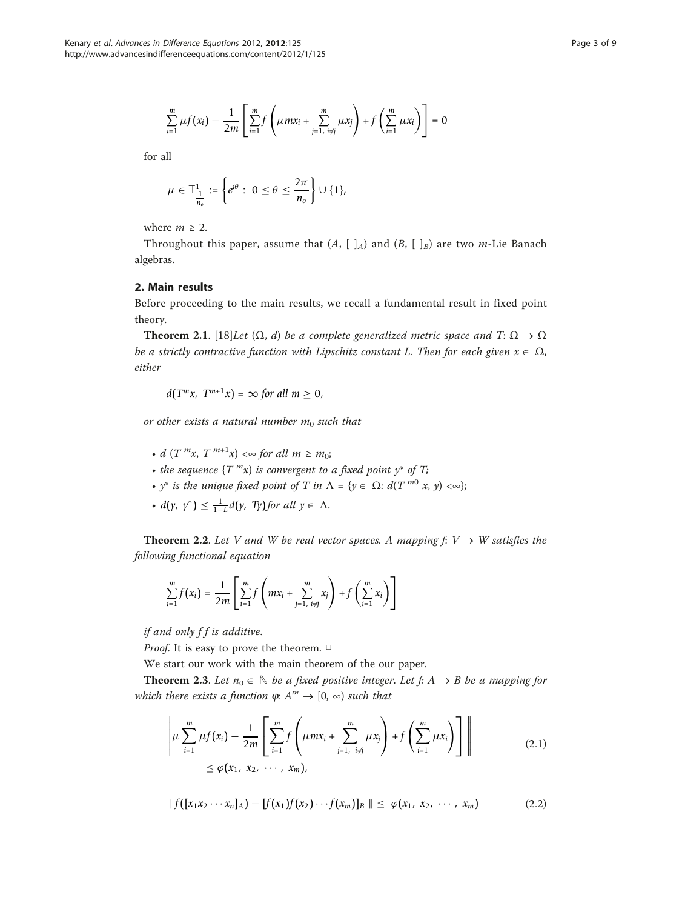$$\sum_{i=1}^{m} \mu f(x_i) - \frac{1}{2m}\left[\sum_{i=1}^{m} f\left(\mu m x_i + \sum_{j=1,\ i\neq j}^{m} \mu x_j\right) + f\left(\sum_{i=1}^{m} \mu x_i\right)\right] = 0$$

for all

$$\mu \in \mathbb{T}^1_{\frac{1}{n_o}} := \left\{e^{i\theta} : 0 \le \theta \le \frac{2\pi}{n_o}\right\} \cup \{1\},$$

where $m \ge 2$.

Throughout this paper, assume that $(A, [\ ]_A)$ and $(B, [\ ]_B)$ are two $m$-Lie Banach algebras.

## 2. Main results

Before proceeding to the main results, we recall a fundamental result in fixed point theory.

**Theorem 2.1**. [18]*Let* $(\Omega, d)$ *be a complete generalized metric space and* $T: \Omega \to \Omega$ *be a strictly contractive function with Lipschitz constant L. Then for each given* $x \in \Omega$, *either*

$$d(T^m x, T^{m+1} x) = \infty \text{ for all } m \ge 0,$$

*or other exists a natural number* $m_0$ *such that*

- $d(T^m x, T^{m+1} x) < \infty$ *for all* $m \ge m_0$;
- *the sequence* $\{T^m x\}$ *is convergent to a fixed point* $y^*$ *of T;*
- $y^*$ *is the unique fixed point of T in* $\Lambda = \{y \in \Omega: d(T^{m_0} x, y) < \infty\}$;
- $d(y, y^*) \le \frac{1}{1-L} d(y, Ty)$ *for all* $y \in \Lambda$.

**Theorem 2.2**. *Let V and W be real vector spaces. A mapping* $f: V \to W$ *satisfies the following functional equation*

$$\sum_{i=1}^{m} f(x_i) = \frac{1}{2m}\left[\sum_{i=1}^{m} f\left(m x_i + \sum_{j=1,\ i\neq j}^{m} x_j\right) + f\left(\sum_{i=1}^{m} x_i\right)\right]$$

*if and only f f is additive.*

*Proof*. It is easy to prove the theorem. □

We start our work with the main theorem of the our paper.

**Theorem 2.3**. *Let* $n_0 \in \mathbb{N}$ *be a fixed positive integer. Let* $f: A \to B$ *be a mapping for which there exists a function* $\varphi: A^m \to [0, \infty)$ *such that*

$$\left\| \mu \sum_{i=1}^{m} \mu f(x_i) - \frac{1}{2m}\left[\sum_{i=1}^{m} f\left(\mu m x_i + \sum_{j=1,\ i\neq j}^{m} \mu x_j\right) + f\left(\sum_{i=1}^{m} \mu x_i\right)\right] \right\| \le \varphi(x_1, x_2, \cdots, x_m), \tag{2.1}$$

$$\| f([x_1 x_2 \cdots x_n]_A) - [f(x_1) f(x_2) \cdots f(x_m)]_B \| \le \varphi(x_1, x_2, \cdots, x_m) \tag{2.2}$$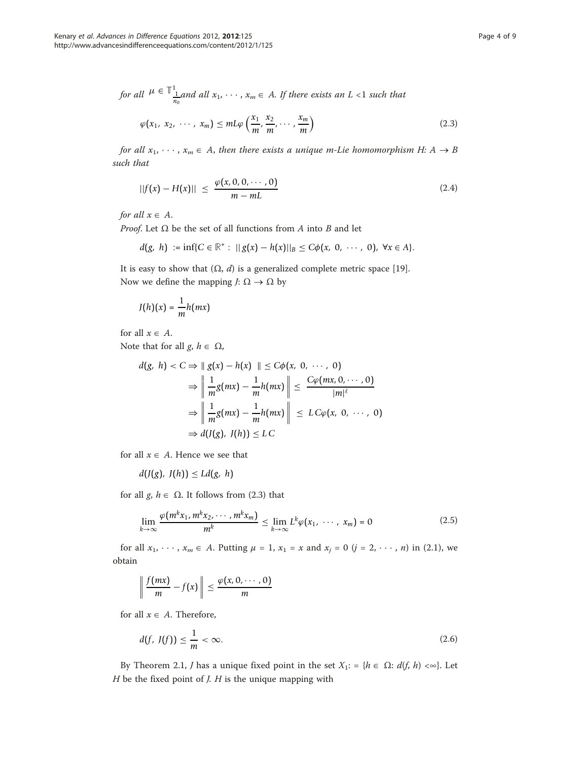*for all* $\mu \in \mathbb{T}^1_{\frac{1}{n_0}}$ *and all* $x_1, \cdots, x_m \in A$. *If there exists an* $L < 1$ *such that*

$$\varphi(x_1, x_2, \cdots, x_m) \leq mL\varphi\left(\frac{x_1}{m}, \frac{x_2}{m}, \cdots, \frac{x_m}{m}\right) \tag{2.3}$$

*for all* $x_1, \cdots, x_m \in A$, *then there exists a unique m-Lie homomorphism* $H: A \to B$ *such that*

$$||f(x) - H(x)|| \leq \frac{\varphi(x, 0, 0, \cdots, 0)}{m - mL} \tag{2.4}$$

*for all* $x \in A$.

*Proof*. Let $\Omega$ be the set of all functions from $A$ into $B$ and let

$$d(g, h) := \inf\{C \in \mathbb{R}^+ : ||g(x) - h(x)||_B \leq C\phi(x, 0, \cdots, 0), \ \forall x \in A\}.$$

It is easy to show that $(\Omega, d)$ is a generalized complete metric space [19].

Now we define the mapping $J: \Omega \to \Omega$ by

$$J(h)(x) = \frac{1}{m}h(mx)$$

for all $x \in A$.

Note that for all $g, h \in \Omega$,

$$\begin{aligned}
d(g, h) < C &\Rightarrow \| g(x) - h(x) \| \leq C\phi(x, 0, \cdots, 0) \\
&\Rightarrow \left\| \frac{1}{m}g(mx) - \frac{1}{m}h(mx) \right\| \leq \frac{C\varphi(mx, 0, \cdots, 0)}{|m|^{\ell}} \\
&\Rightarrow \left\| \frac{1}{m}g(mx) - \frac{1}{m}h(mx) \right\| \leq LC\varphi(x, 0, \cdots, 0) \\
&\Rightarrow d(J(g), J(h)) \leq LC
\end{aligned}$$

for all $x \in A$. Hence we see that

$$d(J(g), J(h)) \leq Ld(g, h)$$

for all $g, h \in \Omega$. It follows from (2.3) that

$$\lim_{k\to\infty} \frac{\varphi(m^k x_1, m^k x_2, \cdots, m^k x_m)}{m^k} \leq \lim_{k\to\infty} L^k \varphi(x_1, \cdots, x_m) = 0 \tag{2.5}$$

for all $x_1, \cdots, x_m \in A$. Putting $\mu = 1$, $x_1 = x$ and $x_j = 0$ $(j = 2, \cdots, n)$ in (2.1), we obtain

$$\left\| \frac{f(mx)}{m} - f(x) \right\| \leq \frac{\varphi(x, 0, \cdots, 0)}{m}$$

for all $x \in A$. Therefore,

$$d(f, J(f)) \leq \frac{1}{m} < \infty. \tag{2.6}$$

By Theorem 2.1, $J$ has a unique fixed point in the set $X_1: = \{h \in \Omega: d(f, h) < \infty\}$. Let $H$ be the fixed point of $J$. $H$ is the unique mapping with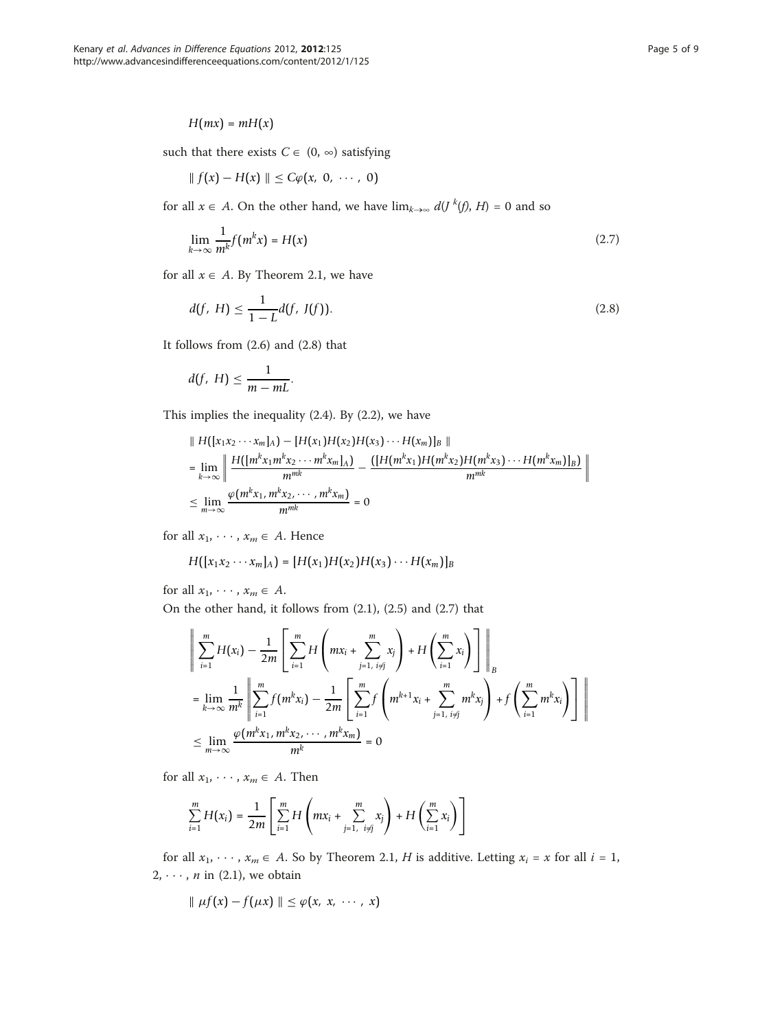$$H(mx) = mH(x)$$

such that there exists $C \in (0, \infty)$ satisfying

$$\| f(x) - H(x) \| \leq C\varphi(x, 0, \cdots, 0)$$

for all $x \in A$. On the other hand, we have $\lim_{k\to\infty} d(J^k(f), H) = 0$ and so

$$\lim_{k\to\infty} \frac{1}{m^k} f(m^k x) = H(x) \tag{2.7}$$

for all $x \in A$. By Theorem 2.1, we have

$$d(f, H) \leq \frac{1}{1-L} d(f, J(f)). \tag{2.8}$$

It follows from (2.6) and (2.8) that

$$d(f, H) \leq \frac{1}{m - mL}.$$

This implies the inequality (2.4). By (2.2), we have

$$\begin{aligned}
&\| H([x_1 x_2 \cdots x_m]_A) - [H(x_1)H(x_2)H(x_3)\cdots H(x_m)]_B \| \\
&= \lim_{k\to\infty} \left\| \frac{H([m^k x_1 m^k x_2 \cdots m^k x_m]_A)}{m^{mk}} - \frac{([H(m^k x_1)H(m^k x_2)H(m^k x_3)\cdots H(m^k x_m)]_B)}{m^{mk}} \right\| \\
&\leq \lim_{m\to\infty} \frac{\varphi(m^k x_1, m^k x_2, \cdots, m^k x_m)}{m^{mk}} = 0
\end{aligned}$$

for all $x_1, \cdots, x_m \in A$. Hence

$$H([x_1 x_2 \cdots x_m]_A) = [H(x_1)H(x_2)H(x_3)\cdots H(x_m)]_B$$

for all $x_1, \cdots, x_m \in A$.

On the other hand, it follows from (2.1), (2.5) and (2.7) that

$$\begin{aligned}
&\left\| \sum_{i=1}^{m} H(x_i) - \frac{1}{2m}\left[ \sum_{i=1}^{m} H\left( mx_i + \sum_{j=1,\ i\neq j}^{m} x_j \right) + H\left( \sum_{i=1}^{m} x_i \right) \right] \right\|_B \\
&= \lim_{k\to\infty} \frac{1}{m^k} \left\| \sum_{i=1}^{m} f(m^k x_i) - \frac{1}{2m}\left[ \sum_{i=1}^{m} f\left( m^{k+1} x_i + \sum_{j=1,\ i\neq j}^{m} m^k x_j \right) + f\left( \sum_{i=1}^{m} m^k x_i \right) \right] \right\| \\
&\leq \lim_{m\to\infty} \frac{\varphi(m^k x_1, m^k x_2, \cdots, m^k x_m)}{m^k} = 0
\end{aligned}$$

for all $x_1, \cdots, x_m \in A$. Then

$$\sum_{i=1}^{m} H(x_i) = \frac{1}{2m}\left[ \sum_{i=1}^{m} H\left( mx_i + \sum_{j=1,\ i\neq j}^{m} x_j \right) + H\left( \sum_{i=1}^{m} x_i \right) \right]$$

for all $x_1, \cdots, x_m \in A$. So by Theorem 2.1, $H$ is additive. Letting $x_i = x$ for all $i = 1, 2, \cdots, n$ in (2.1), we obtain

$$\| \mu f(x) - f(\mu x) \| \leq \varphi(x, x, \cdots, x)$$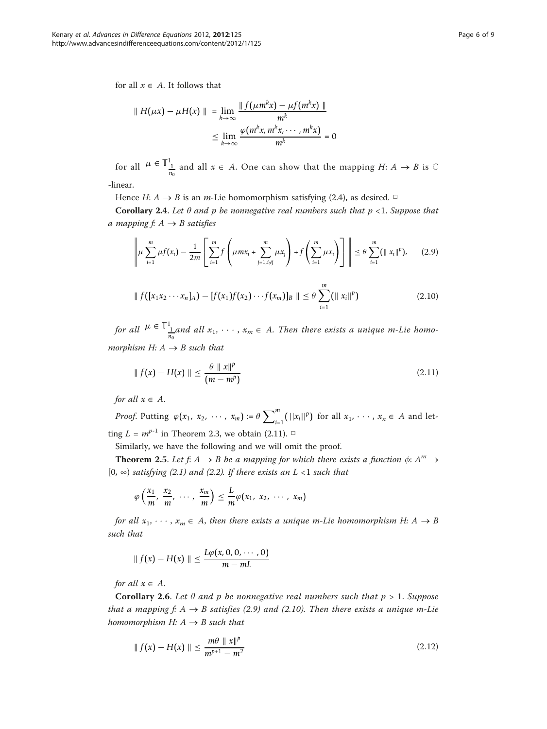for all $x \in A$. It follows that

$$\| H(\mu x) - \mu H(x) \| = \lim_{k\to\infty} \frac{\| f(\mu m^k x) - \mu f(m^k x) \|}{m^k} \leq \lim_{k\to\infty} \frac{\varphi(m^k x, m^k x, \cdots, m^k x)}{m^k} = 0$$

for all $\mu \in \mathbb{T}^1_{\frac{1}{n_0}}$ and all $x \in A$. One can show that the mapping $H$: $A \to B$ is $\mathbb{C}$-linear.

Hence $H$: $A \to B$ is an $m$-Lie homomorphism satisfying (2.4), as desired. □

**Corollary 2.4**. *Let $\theta$ and $p$ be nonnegative real numbers such that $p < 1$. Suppose that a mapping $f$: $A \to B$ satisfies*

$$\left\| \mu \sum_{i=1}^{m} \mu f(x_i) - \frac{1}{2m} \left[ \sum_{i=1}^{m} f\left( \mu m x_i + \sum_{j=1, i\neq j}^{m} \mu x_j \right) + f\left( \sum_{i=1}^{m} \mu x_i \right) \right] \right\| \leq \theta \sum_{i=1}^{m} (\| x_i \|^p), \tag{2.9}$$

$$\| f([x_1 x_2 \cdots x_n]_A) - [f(x_1) f(x_2) \cdots f(x_m)]_B \| \leq \theta \sum_{i=1}^{m} (\| x_i \|^p) \tag{2.10}$$

*for all $\mu \in \mathbb{T}^1_{\frac{1}{n_0}}$ and all $x_1, \cdots, x_m \in A$. Then there exists a unique m-Lie homomorphism $H$: $A \to B$ such that*

$$\| f(x) - H(x) \| \leq \frac{\theta \| x \|^p}{(m - m^p)} \tag{2.11}$$

*for all $x \in A$.*

*Proof*. Putting $\varphi(x_1, x_2, \cdots, x_m) := \theta \sum_{i=1}^{m} (||x_i||^p)$ for all $x_1, \cdots, x_n \in A$ and letting $L = m^{p-1}$ in Theorem 2.3, we obtain (2.11). □

Similarly, we have the following and we will omit the proof.

**Theorem 2.5**. *Let $f$: $A \to B$ be a mapping for which there exists a function $\phi$: $A^m \to [0, \infty)$ satisfying (2.1) and (2.2). If there exists an $L < 1$ such that*

$$\varphi\left( \frac{x_1}{m}, \frac{x_2}{m}, \cdots, \frac{x_m}{m} \right) \leq \frac{L}{m} \varphi(x_1, x_2, \cdots, x_m)$$

*for all $x_1, \cdots, x_m \in A$, then there exists a unique m-Lie homomorphism $H$: $A \to B$ such that*

$$\| f(x) - H(x) \| \leq \frac{L\varphi(x, 0, 0, \cdots, 0)}{m - mL}$$

*for all $x \in A$.*

**Corollary 2.6**. *Let $\theta$ and $p$ be nonnegative real numbers such that $p > 1$. Suppose that a mapping $f$: $A \to B$ satisfies (2.9) and (2.10). Then there exists a unique m-Lie homomorphism $H$: $A \to B$ such that*

$$\| f(x) - H(x) \| \leq \frac{m\theta \| x \|^p}{m^{p+1} - m^2} \tag{2.12}$$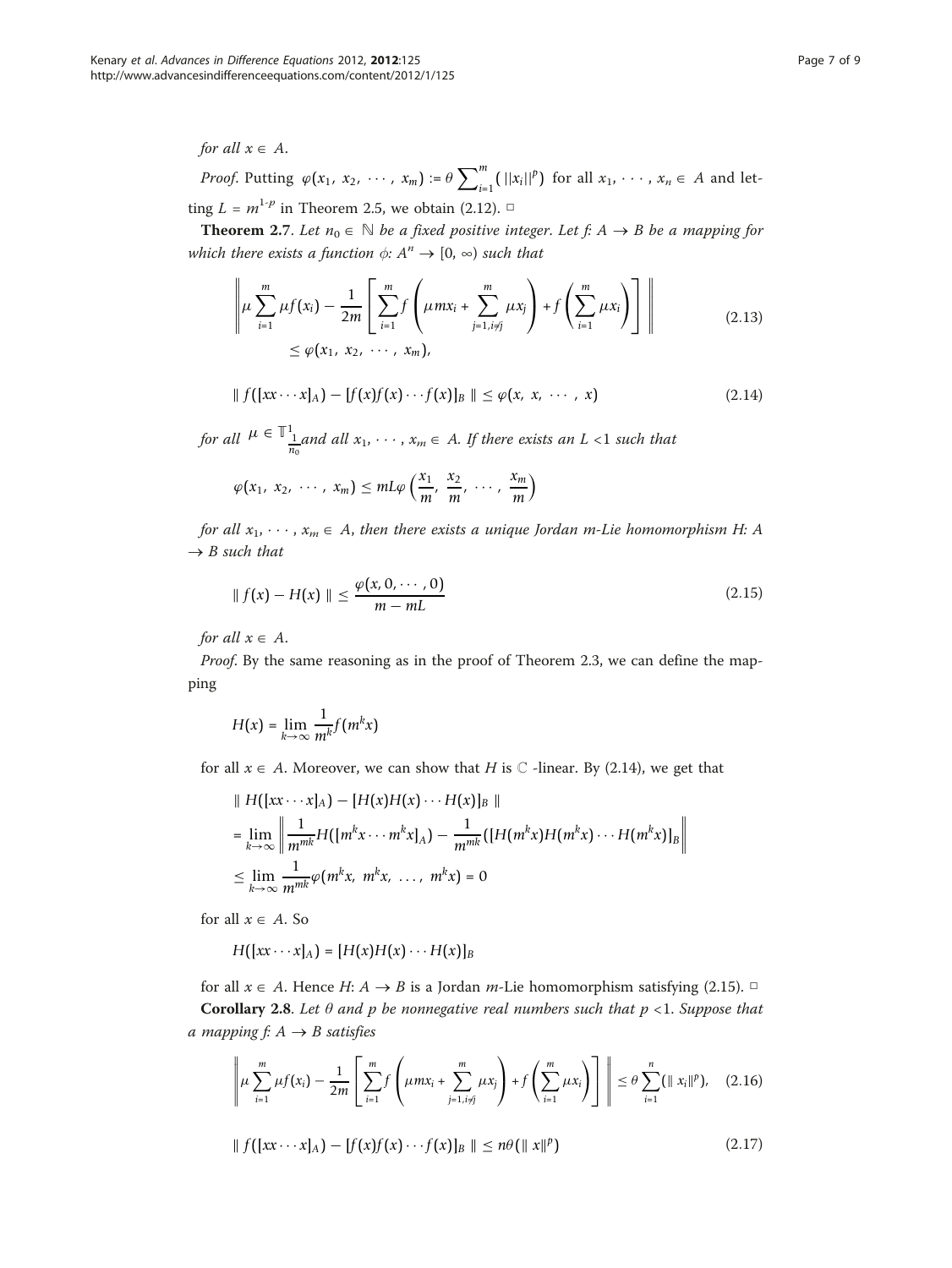for all $x \in A$.

*Proof.* Putting $\varphi(x_1, x_2, \cdots, x_m) := \theta \sum_{i=1}^{m} (||x_i||^p)$ for all $x_1, \cdots, x_n \in A$ and letting $L = m^{1-p}$ in Theorem 2.5, we obtain (2.12). □

**Theorem 2.7**. *Let $n_0 \in \mathbb{N}$ be a fixed positive integer. Let $f: A \to B$ be a mapping for which there exists a function $\phi: A^n \to [0, \infty)$ such that*

$$\left\| \mu \sum_{i=1}^{m} \mu f(x_i) - \frac{1}{2m} \left[ \sum_{i=1}^{m} f\left( \mu m x_i + \sum_{j=1, i \neq j}^{m} \mu x_j \right) + f\left( \sum_{i=1}^{m} \mu x_i \right) \right] \right\| \leq \varphi(x_1, x_2, \cdots, x_m), \tag{2.13}$$

$$\| f([xx \cdots x]_A) - [f(x)f(x) \cdots f(x)]_B \| \leq \varphi(x, x, \cdots, x) \tag{2.14}$$

*for all* $\mu \in \mathbb{T}^1_{\frac{1}{n_0}}$ *and all $x_1, \cdots, x_m \in A$. If there exists an $L < 1$ such that*

$$\varphi(x_1, x_2, \cdots, x_m) \leq mL\varphi\left(\frac{x_1}{m}, \frac{x_2}{m}, \cdots, \frac{x_m}{m}\right)$$

*for all $x_1, \cdots, x_m \in A$, then there exists a unique Jordan m-Lie homomorphism $H: A \to B$ such that*

$$\| f(x) - H(x) \| \leq \frac{\varphi(x, 0, \cdots, 0)}{m - mL} \tag{2.15}$$

*for all $x \in A$.*

*Proof.* By the same reasoning as in the proof of Theorem 2.3, we can define the mapping

$$H(x) = \lim_{k \to \infty} \frac{1}{m^k} f(m^k x)$$

for all $x \in A$. Moreover, we can show that $H$ is $\mathbb{C}$ -linear. By (2.14), we get that

$$\begin{aligned}
&\| H([xx \cdots x]_A) - [H(x)H(x) \cdots H(x)]_B \| \\
&= \lim_{k \to \infty} \left\| \frac{1}{m^{mk}} H([m^k x \cdots m^k x]_A) - \frac{1}{m^{mk}} ([H(m^k x) H(m^k x) \cdots H(m^k x)]_B \right\| \\
&\leq \lim_{k \to \infty} \frac{1}{m^{mk}} \varphi(m^k x, m^k x, \ldots, m^k x) = 0
\end{aligned}$$

for all $x \in A$. So

$$H([xx \cdots x]_A) = [H(x)H(x) \cdots H(x)]_B$$

for all $x \in A$. Hence $H: A \to B$ is a Jordan $m$-Lie homomorphism satisfying (2.15). □

**Corollary 2.8**. *Let $\theta$ and $p$ be nonnegative real numbers such that $p < 1$. Suppose that a mapping $f: A \to B$ satisfies*

$$\left\| \mu \sum_{i=1}^{m} \mu f(x_i) - \frac{1}{2m} \left[ \sum_{i=1}^{m} f\left( \mu m x_i + \sum_{j=1, i \neq j}^{m} \mu x_j \right) + f\left( \sum_{i=1}^{m} \mu x_i \right) \right] \right\| \leq \theta \sum_{i=1}^{n} (\| x_i \|^p), \tag{2.16}$$

$$\| f([xx \cdots x]_A) - [f(x)f(x) \cdots f(x)]_B \| \leq n\theta (\| x \|^p) \tag{2.17}$$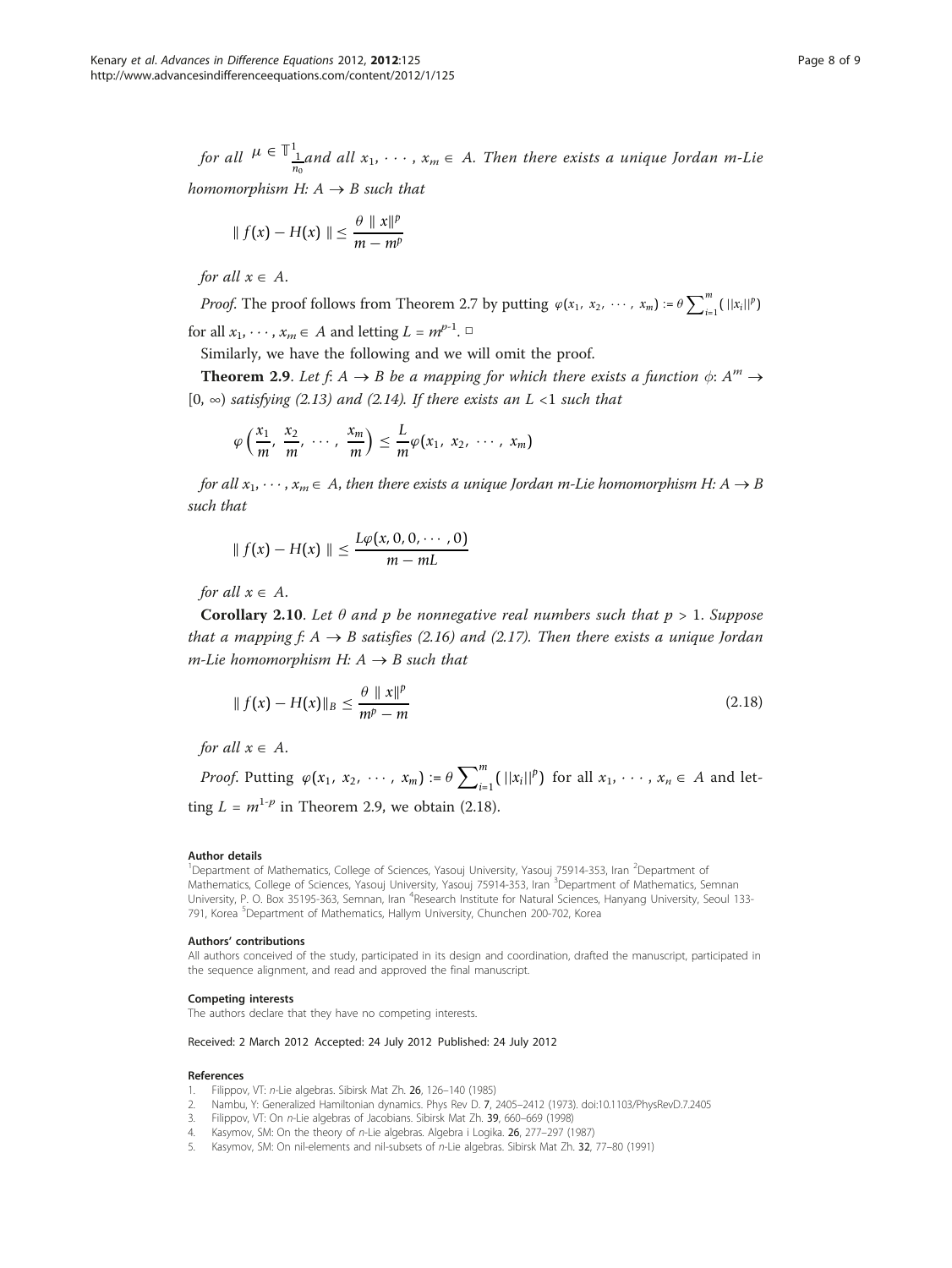*for all* $\mu \in \mathbb{T}^1_{\frac{1}{n_0}}$ *and all* $x_1, \cdots, x_m \in A$. *Then there exists a unique Jordan m-Lie homomorphism H:* $A \to B$ *such that*

$$\| f(x) - H(x) \| \leq \frac{\theta \| x\|^p}{m - m^p}$$

*for all* $x \in A$.

*Proof*. The proof follows from Theorem 2.7 by putting $\varphi(x_1, x_2, \cdots, x_m) := \theta \sum_{i=1}^{m} (||x_i||^p)$ for all $x_1, \cdots, x_m \in A$ and letting $L = m^{p-1}$. □

Similarly, we have the following and we will omit the proof.

**Theorem 2.9**. *Let f:* $A \to B$ *be a mapping for which there exists a function* $\phi$*:* $A^m \to [0, \infty)$ *satisfying (2.13) and (2.14). If there exists an* $L < 1$ *such that*

$$\varphi\left(\frac{x_1}{m}, \frac{x_2}{m}, \cdots, \frac{x_m}{m}\right) \leq \frac{L}{m}\varphi(x_1, x_2, \cdots, x_m)$$

*for all* $x_1, \cdots, x_m \in A$, *then there exists a unique Jordan m-Lie homomorphism H:* $A \to B$ *such that*

$$\| f(x) - H(x) \| \leq \frac{L\varphi(x, 0, 0, \cdots, 0)}{m - mL}$$

*for all* $x \in A$.

**Corollary 2.10**. *Let* $\theta$ *and p be nonnegative real numbers such that* $p > 1$. *Suppose that a mapping f:* $A \to B$ *satisfies (2.16) and (2.17). Then there exists a unique Jordan m-Lie homomorphism H:* $A \to B$ *such that*

$$\| f(x) - H(x)\|_B \leq \frac{\theta \| x\|^p}{m^p - m} \tag{2.18}$$

*for all* $x \in A$.

*Proof*. Putting $\varphi(x_1, x_2, \cdots, x_m) := \theta \sum_{i=1}^{m} (||x_i||^p)$ for all $x_1, \cdots, x_n \in A$ and letting $L = m^{1-p}$ in Theorem 2.9, we obtain (2.18).

#### Author details

[1]Department of Mathematics, College of Sciences, Yasouj University, Yasouj 75914-353, Iran [2]Department of Mathematics, College of Sciences, Yasouj University, Yasouj 75914-353, Iran [3]Department of Mathematics, Semnan University, P. O. Box 35195-363, Semnan, Iran [4]Research Institute for Natural Sciences, Hanyang University, Seoul 133-791, Korea [5]Department of Mathematics, Hallym University, Chunchen 200-702, Korea

#### Authors' contributions

All authors conceived of the study, participated in its design and coordination, drafted the manuscript, participated in the sequence alignment, and read and approved the final manuscript.

#### Competing interests

The authors declare that they have no competing interests.

Received: 2 March 2012 Accepted: 24 July 2012 Published: 24 July 2012

#### References

1. Filippov, VT: *n*-Lie algebras. Sibirsk Mat Zh. **26**, 126–140 (1985)
2. Nambu, Y: Generalized Hamiltonian dynamics. Phys Rev D. **7**, 2405–2412 (1973). doi:10.1103/PhysRevD.7.2405
3. Filippov, VT: On *n*-Lie algebras of Jacobians. Sibirsk Mat Zh. **39**, 660–669 (1998)
4. Kasymov, SM: On the theory of *n*-Lie algebras. Algebra i Logika. **26**, 277–297 (1987)
5. Kasymov, SM: On nil-elements and nil-subsets of *n*-Lie algebras. Sibirsk Mat Zh. **32**, 77–80 (1991)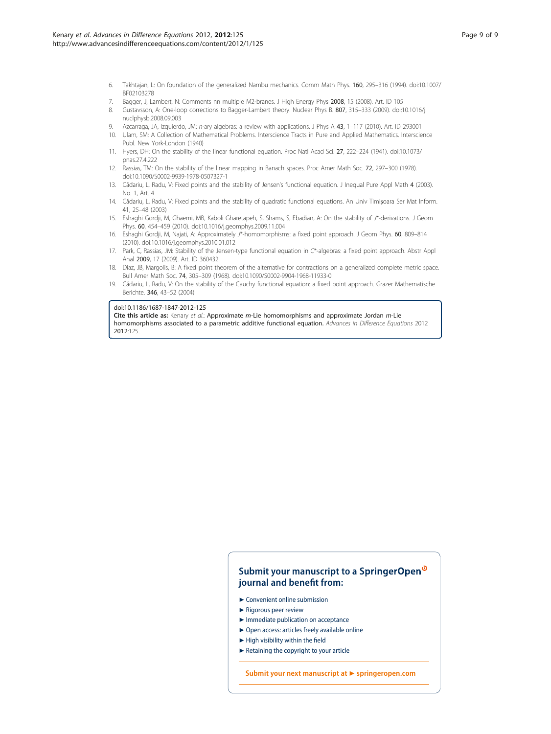6. Takhtajan, L: On foundation of the generalized Nambu mechanics. Comm Math Phys. **160**, 295–316 (1994). doi:10.1007/BF02103278
7. Bagger, J, Lambert, N: Comments nn multiple M2-branes. J High Energy Phys **2008**, 15 (2008). Art. ID 105
8. Gustavsson, A: One-loop corrections to Bagger-Lambert theory. Nuclear Phys B. **807**, 315–333 (2009). doi:10.1016/j.nuclphysb.2008.09.003
9. Azcarraga, JA, Izquierdo, JM: *n*-ary algebras: a review with applications. J Phys A **43**, 1–117 (2010). Art. ID 293001
10. Ulam, SM: A Collection of Mathematical Problems. Interscience Tracts in Pure and Applied Mathematics. Interscience Publ. New York-London (1940)
11. Hyers, DH: On the stability of the linear functional equation. Proc Natl Acad Sci. **27**, 222–224 (1941). doi:10.1073/pnas.27.4.222
12. Rassias, TM: On the stability of the linear mapping in Banach spaces. Proc Amer Math Soc. **72**, 297–300 (1978). doi:10.1090/S0002-9939-1978-0507327-1
13. Cădariu, L, Radu, V: Fixed points and the stability of Jensen's functional equation. J Inequal Pure Appl Math **4** (2003). No. 1, Art. 4
14. Cădariu, L, Radu, V: Fixed points and the stability of quadratic functional equations. An Univ Timişoara Ser Mat Inform. **41**, 25–48 (2003)
15. Eshaghi Gordji, M, Ghaemi, MB, Kaboli Gharetapeh, S, Shams, S, Ebadian, A: On the stability of $J^*$-derivations. J Geom Phys. **60**, 454–459 (2010). doi:10.1016/j.geomphys.2009.11.004
16. Eshaghi Gordji, M, Najati, A: Approximately $J^*$-homomorphisms: a fixed point approach. J Geom Phys. **60**, 809–814 (2010). doi:10.1016/j.geomphys.2010.01.012
17. Park, C, Rassias, JM: Stability of the Jensen-type functional equation in $C^*$-algebras: a fixed point approach. Abstr Appl Anal **2009**, 17 (2009). Art. ID 360432
18. Diaz, JB, Margolis, B: A fixed point theorem of the alternative for contractions on a generalized complete metric space. Bull Amer Math Soc. **74**, 305–309 (1968). doi:10.1090/S0002-9904-1968-11933-0
19. Cădariu, L, Radu, V: On the stability of the Cauchy functional equation: a fixed point approach. Grazer Mathematische Berichte. **346**, 43–52 (2004)

doi:10.1186/1687-1847-2012-125

**Cite this article as:** Kenary *et al.*: Approximate *m*-Lie homomorphisms and approximate Jordan *m*-Lie homomorphisms associated to a parametric additive functional equation. *Advances in Difference Equations* 2012 **2012**:125.

**Submit your manuscript to a SpringerOpen journal and benefit from:**

- ► Convenient online submission
- ► Rigorous peer review
- ► Immediate publication on acceptance
- ► Open access: articles freely available online
- ► High visibility within the field
- ► Retaining the copyright to your article

**Submit your next manuscript at ► springeropen.com**